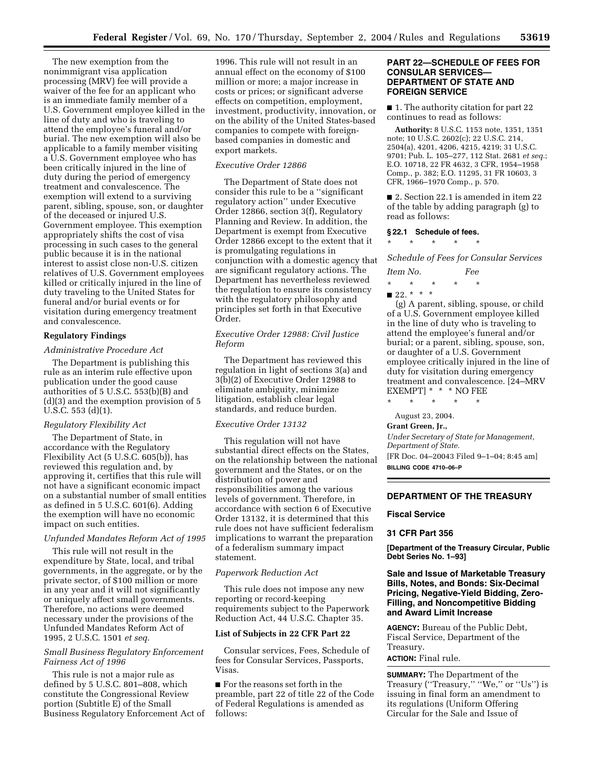The new exemption from the nonimmigrant visa application processing (MRV) fee will provide a waiver of the fee for an applicant who is an immediate family member of a U.S. Government employee killed in the line of duty and who is traveling to attend the employee's funeral and/or burial. The new exemption will also be applicable to a family member visiting a U.S. Government employee who has been critically injured in the line of duty during the period of emergency treatment and convalescence. The exemption will extend to a surviving parent, sibling, spouse, son, or daughter of the deceased or injured U.S. Government employee. This exemption appropriately shifts the cost of visa processing in such cases to the general public because it is in the national interest to assist close non-U.S. citizen relatives of U.S. Government employees killed or critically injured in the line of duty traveling to the United States for funeral and/or burial events or for visitation during emergency treatment and convalescence.

**Regulatory Findings**

*Administrative Procedure Act*

The Department is publishing this rule as an interim rule effective upon publication under the good cause authorities of 5 U.S.C. 553(b)(B) and (d)(3) and the exemption provision of 5 U.S.C. 553 (d)(1).

*Regulatory Flexibility Act*

The Department of State, in accordance with the Regulatory Flexibility Act (5 U.S.C. 605(b)), has reviewed this regulation and, by approving it, certifies that this rule will not have a significant economic impact on a substantial number of small entities as defined in 5 U.S.C. 601(6). Adding the exemption will have no economic impact on such entities.

*Unfunded Mandates Reform Act of 1995*

This rule will not result in the expenditure by State, local, and tribal governments, in the aggregate, or by the private sector, of $100 million or more in any year and it will not significantly or uniquely affect small governments. Therefore, no actions were deemed necessary under the provisions of the Unfunded Mandates Reform Act of 1995, 2 U.S.C. 1501 *et seq.*

*Small Business Regulatory Enforcement Fairness Act of 1996*

This rule is not a major rule as defined by 5 U.S.C. 801–808, which constitute the Congressional Review portion (Subtitle E) of the Small Business Regulatory Enforcement Act of 1996. This rule will not result in an annual effect on the economy of $100 million or more; a major increase in costs or prices; or significant adverse effects on competition, employment, investment, productivity, innovation, or on the ability of the United States-based companies to compete with foreign-based companies in domestic and export markets.

*Executive Order 12866*

The Department of State does not consider this rule to be a ''significant regulatory action'' under Executive Order 12866, section 3(f), Regulatory Planning and Review. In addition, the Department is exempt from Executive Order 12866 except to the extent that it is promulgating regulations in conjunction with a domestic agency that are significant regulatory actions. The Department has nevertheless reviewed the regulation to ensure its consistency with the regulatory philosophy and principles set forth in that Executive Order.

*Executive Order 12988: Civil Justice Reform*

The Department has reviewed this regulation in light of sections 3(a) and 3(b)(2) of Executive Order 12988 to eliminate ambiguity, minimize litigation, establish clear legal standards, and reduce burden.

*Executive Order 13132*

This regulation will not have substantial direct effects on the States, on the relationship between the national government and the States, or on the distribution of power and responsibilities among the various levels of government. Therefore, in accordance with section 6 of Executive Order 13132, it is determined that this rule does not have sufficient federalism implications to warrant the preparation of a federalism summary impact statement.

*Paperwork Reduction Act*

This rule does not impose any new reporting or record-keeping requirements subject to the Paperwork Reduction Act, 44 U.S.C. Chapter 35.

**List of Subjects in 22 CFR Part 22**

Consular services, Fees, Schedule of fees for Consular Services, Passports, Visas.

■ For the reasons set forth in the preamble, part 22 of title 22 of the Code of Federal Regulations is amended as follows:

**PART 22—SCHEDULE OF FEES FOR CONSULAR SERVICES—DEPARTMENT OF STATE AND FOREIGN SERVICE**

■ 1. The authority citation for part 22 continues to read as follows:

**Authority:** 8 U.S.C. 1153 note, 1351, 1351 note; 10 U.S.C. 2602(c); 22 U.S.C. 214, 2504(a), 4201, 4206, 4215, 4219; 31 U.S.C. 9701; Pub. L. 105–277, 112 Stat. 2681 *et seq.*; E.O. 10718, 22 FR 4632, 3 CFR, 1954–1958 Comp., p. 382; E.O. 11295, 31 FR 10603, 3 CFR, 1966–1970 Comp., p. 570.

■ 2. Section 22.1 is amended in item 22 of the table by adding paragraph (g) to read as follows:

**§ 22.1 Schedule of fees.**

\* \* \* \* \*

*Schedule of Fees for Consular Services*

*Item No.* *Fee*

\* \* \* \* \*

■ 22. \* \* \*

(g) A parent, sibling, spouse, or child of a U.S. Government employee killed in the line of duty who is traveling to attend the employee's funeral and/or burial; or a parent, sibling, spouse, son, or daughter of a U.S. Government employee critically injured in the line of duty for visitation during emergency treatment and convalescence. [24–MRV EXEMPT] \* \* \* NO FEE

\* \* \* \* \*

August 23, 2004.

**Grant Green, Jr.,**

*Under Secretary of State for Management, Department of State.*

[FR Doc. 04–20043 Filed 9–1–04; 8:45 am]

**BILLING CODE 4710–06–P**

**DEPARTMENT OF THE TREASURY**

**Fiscal Service**

**31 CFR Part 356**

**[Department of the Treasury Circular, Public Debt Series No. 1–93]**

## Sale and Issue of Marketable Treasury Bills, Notes, and Bonds: Six-Decimal Pricing, Negative-Yield Bidding, Zero-Filling, and Noncompetitive Bidding and Award Limit Increase

**AGENCY:** Bureau of the Public Debt, Fiscal Service, Department of the Treasury.

**ACTION:** Final rule.

**SUMMARY:** The Department of the Treasury (''Treasury,'' ''We,'' or ''Us'') is issuing in final form an amendment to its regulations (Uniform Offering Circular for the Sale and Issue of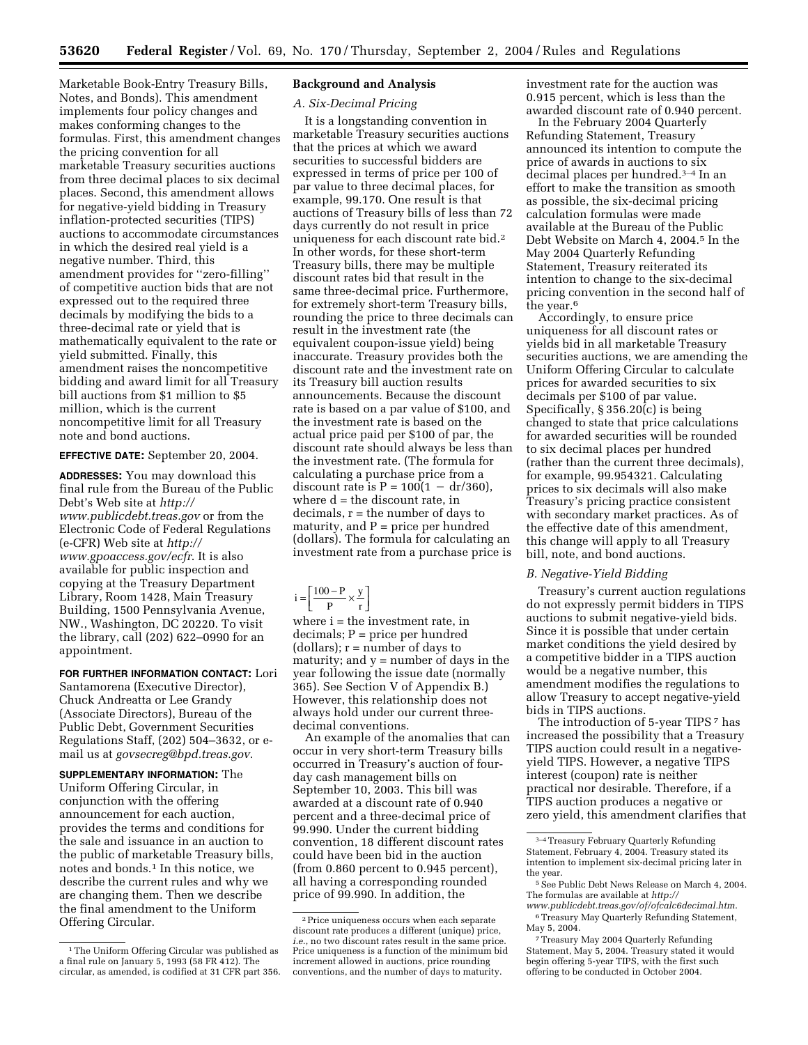Marketable Book-Entry Treasury Bills, Notes, and Bonds). This amendment implements four policy changes and makes conforming changes to the formulas. First, this amendment changes the pricing convention for all marketable Treasury securities auctions from three decimal places to six decimal places. Second, this amendment allows for negative-yield bidding in Treasury inflation-protected securities (TIPS) auctions to accommodate circumstances in which the desired real yield is a negative number. Third, this amendment provides for ''zero-filling'' of competitive auction bids that are not expressed out to the required three decimals by modifying the bids to a three-decimal rate or yield that is mathematically equivalent to the rate or yield submitted. Finally, this amendment raises the noncompetitive bidding and award limit for all Treasury bill auctions from $1 million to $5 million, which is the current noncompetitive limit for all Treasury note and bond auctions.

**EFFECTIVE DATE:** September 20, 2004.

**ADDRESSES:** You may download this final rule from the Bureau of the Public Debt's Web site at *http://www.publicdebt.treas.gov* or from the Electronic Code of Federal Regulations (e-CFR) Web site at *http://www.gpoaccess.gov/ecfr*. It is also available for public inspection and copying at the Treasury Department Library, Room 1428, Main Treasury Building, 1500 Pennsylvania Avenue, NW., Washington, DC 20220. To visit the library, call (202) 622–0990 for an appointment.

**FOR FURTHER INFORMATION CONTACT:** Lori Santamorena (Executive Director), Chuck Andreatta or Lee Grandy (Associate Directors), Bureau of the Public Debt, Government Securities Regulations Staff, (202) 504–3632, or e-mail us at *govsecreg@bpd.treas.gov*.

**SUPPLEMENTARY INFORMATION:** The Uniform Offering Circular, in conjunction with the offering announcement for each auction, provides the terms and conditions for the sale and issuance in an auction to the public of marketable Treasury bills, notes and bonds.[1] In this notice, we describe the current rules and why we are changing them. Then we describe the final amendment to the Uniform Offering Circular.

**Background and Analysis**

*A. Six-Decimal Pricing*

It is a longstanding convention in marketable Treasury securities auctions that the prices at which we award securities to successful bidders are expressed in terms of price per 100 of par value to three decimal places, for example, 99.170. One result is that auctions of Treasury bills of less than 72 days currently do not result in price uniqueness for each discount rate bid.[2] In other words, for these short-term Treasury bills, there may be multiple discount rates bid that result in the same three-decimal price. Furthermore, for extremely short-term Treasury bills, rounding the price to three decimals can result in the investment rate (the equivalent coupon-issue yield) being inaccurate. Treasury provides both the discount rate and the investment rate on its Treasury bill auction results announcements. Because the discount rate is based on a par value of $100, and the investment rate is based on the actual price paid per $100 of par, the discount rate should always be less than the investment rate. (The formula for calculating a purchase price from a discount rate is $P = 100(1 - dr/360)$, where d = the discount rate, in decimals, r = the number of days to maturity, and P = price per hundred (dollars). The formula for calculating an investment rate from a purchase price is

$$i = \left[\frac{100 - P}{P} \times \frac{y}{r}\right]$$

where i = the investment rate, in decimals; P = price per hundred (dollars); r = number of days to maturity; and y = number of days in the year following the issue date (normally 365). See Section V of Appendix B.) However, this relationship does not always hold under our current three-decimal conventions.

An example of the anomalies that can occur in very short-term Treasury bills occurred in Treasury's auction of four-day cash management bills on September 10, 2003. This bill was awarded at a discount rate of 0.940 percent and a three-decimal price of 99.990. Under the current bidding convention, 18 different discount rates could have been bid in the auction (from 0.860 percent to 0.945 percent), all having a corresponding rounded price of 99.990. In addition, the investment rate for the auction was 0.915 percent, which is less than the awarded discount rate of 0.940 percent.

In the February 2004 Quarterly Refunding Statement, Treasury announced its intention to compute the price of awards in auctions to six decimal places per hundred.[3–4] In an effort to make the transition as smooth as possible, the six-decimal pricing calculation formulas were made available at the Bureau of the Public Debt Website on March 4, 2004.[5] In the May 2004 Quarterly Refunding Statement, Treasury reiterated its intention to change to the six-decimal pricing convention in the second half of the year.[6]

Accordingly, to ensure price uniqueness for all discount rates or yields bid in all marketable Treasury securities auctions, we are amending the Uniform Offering Circular to calculate prices for awarded securities to six decimals per $100 of par value. Specifically, § 356.20(c) is being changed to state that price calculations for awarded securities will be rounded to six decimal places per hundred (rather than the current three decimals), for example, 99.954321. Calculating prices to six decimals will also make Treasury's pricing practice consistent with secondary market practices. As of the effective date of this amendment, this change will apply to all Treasury bill, note, and bond auctions.

*B. Negative-Yield Bidding*

Treasury's current auction regulations do not expressly permit bidders in TIPS auctions to submit negative-yield bids. Since it is possible that under certain market conditions the yield desired by a competitive bidder in a TIPS auction would be a negative number, this amendment modifies the regulations to allow Treasury to accept negative-yield bids in TIPS auctions.

The introduction of 5-year TIPS[7] has increased the possibility that a Treasury TIPS auction could result in a negative-yield TIPS. However, a negative TIPS interest (coupon) rate is neither practical nor desirable. Therefore, if a TIPS auction produces a negative or zero yield, this amendment clarifies that

---

[1] The Uniform Offering Circular was published as a final rule on January 5, 1993 (58 FR 412). The circular, as amended, is codified at 31 CFR part 356.

[2] Price uniqueness occurs when each separate discount rate produces a different (unique) price, *i.e.*, no two discount rates result in the same price. Price uniqueness is a function of the minimum bid increment allowed in auctions, price rounding conventions, and the number of days to maturity.

[3–4] Treasury February Quarterly Refunding Statement, February 4, 2004. Treasury stated its intention to implement six-decimal pricing later in the year.

[5] See Public Debt News Release on March 4, 2004. The formulas are available at *http://www.publicdebt.treas.gov/of/ofcalc6decimal.htm*.

[6] Treasury May Quarterly Refunding Statement, May 5, 2004.

[7] Treasury May 2004 Quarterly Refunding Statement, May 5, 2004. Treasury stated it would begin offering 5-year TIPS, with the first such offering to be conducted in October 2004.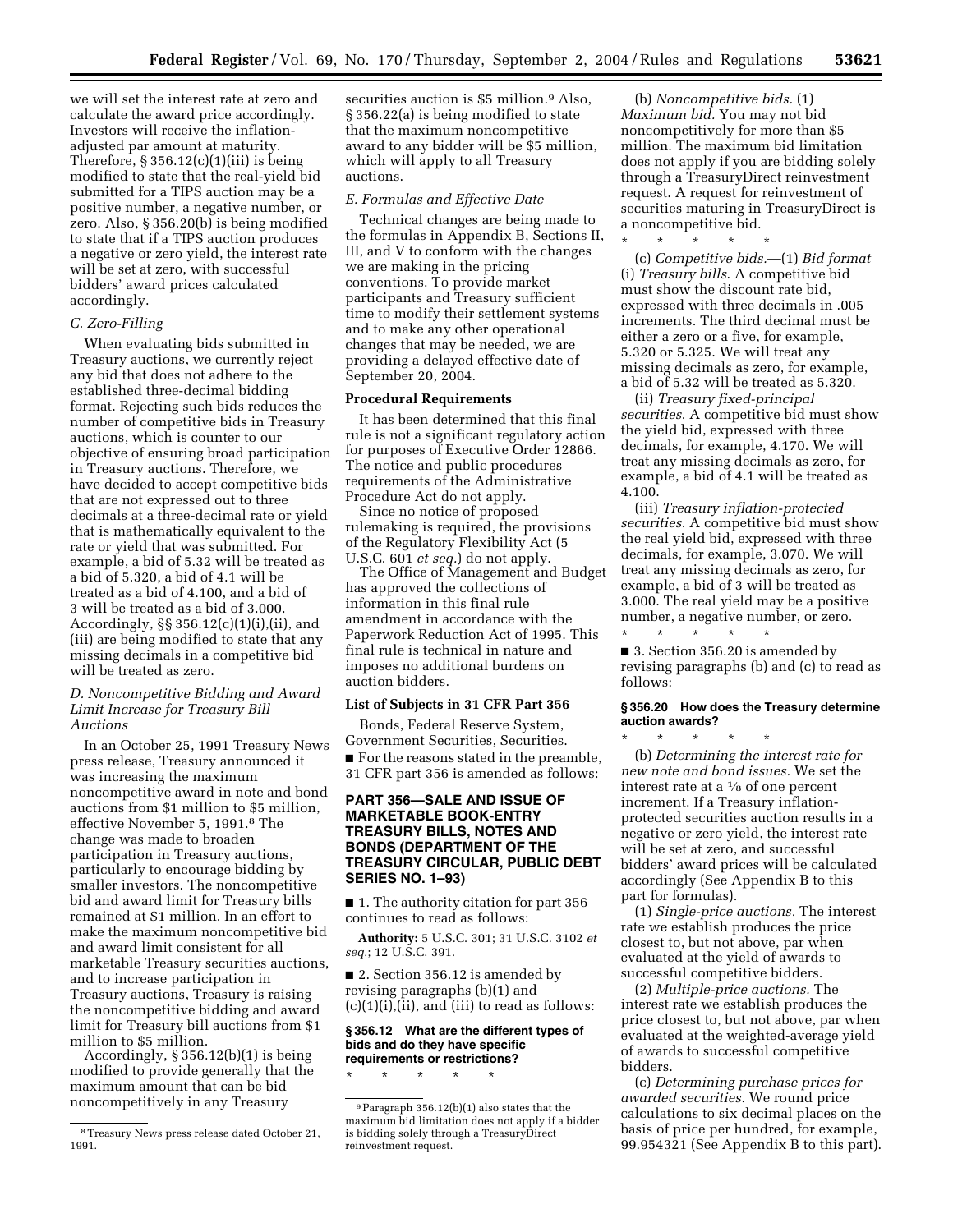we will set the interest rate at zero and calculate the award price accordingly. Investors will receive the inflation-adjusted par amount at maturity. Therefore, § 356.12(c)(1)(iii) is being modified to state that the real-yield bid submitted for a TIPS auction may be a positive number, a negative number, or zero. Also, § 356.20(b) is being modified to state that if a TIPS auction produces a negative or zero yield, the interest rate will be set at zero, with successful bidders' award prices calculated accordingly.

### *C. Zero-Filling*

When evaluating bids submitted in Treasury auctions, we currently reject any bid that does not adhere to the established three-decimal bidding format. Rejecting such bids reduces the number of competitive bids in Treasury auctions, which is counter to our objective of ensuring broad participation in Treasury auctions. Therefore, we have decided to accept competitive bids that are not expressed out to three decimals at a three-decimal rate or yield that is mathematically equivalent to the rate or yield that was submitted. For example, a bid of 5.32 will be treated as a bid of 5.320, a bid of 4.1 will be treated as a bid of 4.100, and a bid of 3 will be treated as a bid of 3.000. Accordingly, §§ 356.12(c)(1)(i),(ii), and (iii) are being modified to state that any missing decimals in a competitive bid will be treated as zero.

### *D. Noncompetitive Bidding and Award Limit Increase for Treasury Bill Auctions*

In an October 25, 1991 Treasury News press release, Treasury announced it was increasing the maximum noncompetitive award in note and bond auctions from $1 million to $5 million, effective November 5, 1991.[8] The change was made to broaden participation in Treasury auctions, particularly to encourage bidding by smaller investors. The noncompetitive bid and award limit for Treasury bills remained at $1 million. In an effort to make the maximum noncompetitive bid and award limit consistent for all marketable Treasury securities auctions, and to increase participation in Treasury auctions, Treasury is raising the noncompetitive bidding and award limit for Treasury bill auctions from $1 million to $5 million.

Accordingly, § 356.12(b)(1) is being modified to provide generally that the maximum amount that can be bid noncompetitively in any Treasury securities auction is $5 million.[9] Also, § 356.22(a) is being modified to state that the maximum noncompetitive award to any bidder will be $5 million, which will apply to all Treasury auctions.

### *E. Formulas and Effective Date*

Technical changes are being made to the formulas in Appendix B, Sections II, III, and V to conform with the changes we are making in the pricing conventions. To provide market participants and Treasury sufficient time to modify their settlement systems and to make any other operational changes that may be needed, we are providing a delayed effective date of September 20, 2004.

## Procedural Requirements

It has been determined that this final rule is not a significant regulatory action for purposes of Executive Order 12866. The notice and public procedures requirements of the Administrative Procedure Act do not apply.

Since no notice of proposed rulemaking is required, the provisions of the Regulatory Flexibility Act (5 U.S.C. 601 *et seq.*) do not apply.

The Office of Management and Budget has approved the collections of information in this final rule amendment in accordance with the Paperwork Reduction Act of 1995. This final rule is technical in nature and imposes no additional burdens on auction bidders.

## List of Subjects in 31 CFR Part 356

Bonds, Federal Reserve System, Government Securities, Securities.

■ For the reasons stated in the preamble, 31 CFR part 356 is amended as follows:

## PART 356—SALE AND ISSUE OF MARKETABLE BOOK-ENTRY TREASURY BILLS, NOTES AND BONDS (DEPARTMENT OF THE TREASURY CIRCULAR, PUBLIC DEBT SERIES NO. 1–93)

■ 1. The authority citation for part 356 continues to read as follows:

**Authority:** 5 U.S.C. 301; 31 U.S.C. 3102 *et seq.*; 12 U.S.C. 391.

■ 2. Section 356.12 is amended by revising paragraphs (b)(1) and (c)(1)(i),(ii), and (iii) to read as follows:

### § 356.12 What are the different types of bids and do they have specific requirements or restrictions?

\* \* \* \* \*

(b) *Noncompetitive bids.* (1) *Maximum bid.* You may not bid noncompetitively for more than $5 million. The maximum bid limitation does not apply if you are bidding solely through a TreasuryDirect reinvestment request. A request for reinvestment of securities maturing in TreasuryDirect is a noncompetitive bid.

\* \* \* \* \*

(c) *Competitive bids.*—(1) *Bid format* (i) *Treasury bills.* A competitive bid must show the discount rate bid, expressed with three decimals in .005 increments. The third decimal must be either a zero or a five, for example, 5.320 or 5.325. We will treat any missing decimals as zero, for example, a bid of 5.32 will be treated as 5.320.

(ii) *Treasury fixed-principal securities.* A competitive bid must show the yield bid, expressed with three decimals, for example, 4.170. We will treat any missing decimals as zero, for example, a bid of 4.1 will be treated as 4.100.

(iii) *Treasury inflation-protected securities.* A competitive bid must show the real yield bid, expressed with three decimals, for example, 3.070. We will treat any missing decimals as zero, for example, a bid of 3 will be treated as 3.000. The real yield may be a positive number, a negative number, or zero.

\* \* \* \* \*

■ 3. Section 356.20 is amended by revising paragraphs (b) and (c) to read as follows:

### § 356.20 How does the Treasury determine auction awards?

\* \* \* \* \*

(b) *Determining the interest rate for new note and bond issues.* We set the interest rate at a ⅛ of one percent increment. If a Treasury inflation-protected securities auction results in a negative or zero yield, the interest rate will be set at zero, and successful bidders' award prices will be calculated accordingly (See Appendix B to this part for formulas).

(1) *Single-price auctions.* The interest rate we establish produces the price closest to, but not above, par when evaluated at the yield of awards to successful competitive bidders.

(2) *Multiple-price auctions.* The interest rate we establish produces the price closest to, but not above, par when evaluated at the weighted-average yield of awards to successful competitive bidders.

(c) *Determining purchase prices for awarded securities.* We round price calculations to six decimal places on the basis of price per hundred, for example, 99.954321 (See Appendix B to this part).

---

[8] Treasury News press release dated October 21, 1991.

[9] Paragraph 356.12(b)(1) also states that the maximum bid limitation does not apply if a bidder is bidding solely through a TreasuryDirect reinvestment request.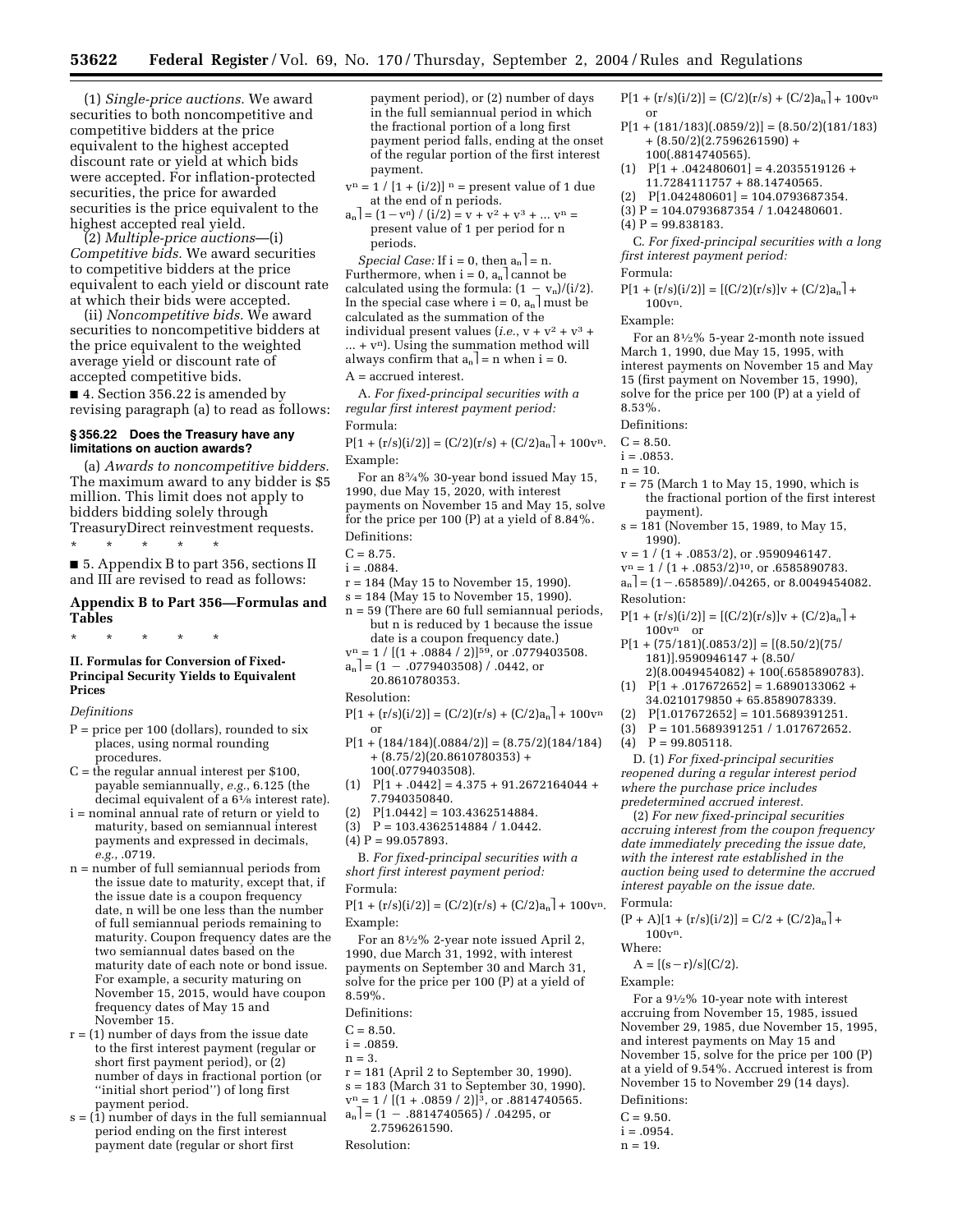(1) *Single-price auctions.* We award securities to both noncompetitive and competitive bidders at the price equivalent to the highest accepted discount rate or yield at which bids were accepted. For inflation-protected securities, the price for awarded securities is the price equivalent to the highest accepted real yield.

(2) *Multiple-price auctions*—(i) *Competitive bids.* We award securities to competitive bidders at the price equivalent to each yield or discount rate at which their bids were accepted.

(ii) *Noncompetitive bids.* We award securities to noncompetitive bidders at the price equivalent to the weighted average yield or discount rate of accepted competitive bids.

■ 4. Section 356.22 is amended by revising paragraph (a) to read as follows:

### § 356.22 Does the Treasury have any limitations on auction awards?

(a) *Awards to noncompetitive bidders.* The maximum award to any bidder is $5 million. This limit does not apply to bidders bidding solely through TreasuryDirect reinvestment requests.

\* \* \* \* \*

■ 5. Appendix B to part 356, sections II and III are revised to read as follows:

## Appendix B to Part 356—Formulas and Tables

\* \* \* \* \*

### II. Formulas for Conversion of Fixed-Principal Security Yields to Equivalent Prices

*Definitions*

P = price per 100 (dollars), rounded to six places, using normal rounding procedures.

C = the regular annual interest per $100, payable semiannually, *e.g.,* 6.125 (the decimal equivalent of a $6\frac{1}{8}$ interest rate).

i = nominal annual rate of return or yield to maturity, based on semiannual interest payments and expressed in decimals, *e.g.,* .0719.

n = number of full semiannual periods from the issue date to maturity, except that, if the issue date is a coupon frequency date, n will be one less than the number of full semiannual periods remaining to maturity. Coupon frequency dates are the two semiannual dates based on the maturity date of each note or bond issue. For example, a security maturing on November 15, 2015, would have coupon frequency dates of May 15 and November 15.

r = (1) number of days from the issue date to the first interest payment (regular or short first payment period), or (2) number of days in fractional portion (or ''initial short period'') of long first payment period.

s = (1) number of days in the full semiannual period ending on the first interest payment date (regular or short first payment period), or (2) number of days in the full semiannual period in which the fractional portion of a long first payment period falls, ending at the onset of the regular portion of the first interest payment.

$v^n = 1 / [1 + (i/2)]^n$ = present value of 1 due at the end of n periods.

$a_{\overline{n}|} = (1 - v^n) / (i/2) = v + v^2 + v^3 + \ldots v^n$ = present value of 1 per period for n periods.

*Special Case:* If i = 0, then $a_{\overline{n}|}$ = n. Furthermore, when i = 0, $a_{\overline{n}|}$ cannot be calculated using the formula: $(1 - v_n)/(i/2)$. In the special case where i = 0, $a_{\overline{n}|}$ must be calculated as the summation of the individual present values (*i.e.,* $v + v^2 + v^3 + \ldots + v^n$). Using the summation method will always confirm that $a_{\overline{n}|}$ = n when i = 0.

A = accrued interest.

A. *For fixed-principal securities with a regular first interest payment period:*

Formula:

$$P[1 + (r/s)(i/2)] = (C/2)(r/s) + (C/2)a_{\overline{n}|} + 100v^n.$$

Example:

For an $8\frac{3}{4}$% 30-year bond issued May 15, 1990, due May 15, 2020, with interest payments on November 15 and May 15, solve for the price per 100 (P) at a yield of 8.84%.

Definitions:

C = 8.75.

i = .0884.

r = 184 (May 15 to November 15, 1990).

s = 184 (May 15 to November 15, 1990).

n = 59 (There are 60 full semiannual periods, but n is reduced by 1 because the issue date is a coupon frequency date.)

$v^n = 1 / [(1 + .0884 / 2)]^{59}$, or .0779403508.

$a_{\overline{n}|} = (1 - .0779403508) / .0442$, or 20.8610780353.

Resolution:

$$P[1 + (r/s)(i/2)] = (C/2)(r/s) + (C/2)a_{\overline{n}|} + 100v^n$$

or

$$P[1 + (184/184)(.0884/2)] = (8.75/2)(184/184) + (8.75/2)(20.8610780353) + 100(.0779403508).$$

(1) $P[1 + .0442] = 4.375 + 91.2672164044 + 7.7940350840.$

(2) $P[1.0442] = 103.4362514884.$

(3) $P = 103.4362514884 / 1.0442.$

(4) P = 99.057893.

B. *For fixed-principal securities with a short first interest payment period:*

Formula:

$$P[1 + (r/s)(i/2)] = (C/2)(r/s) + (C/2)a_{\overline{n}|} + 100v^n.$$

Example:

For an $8\frac{1}{2}$% 2-year note issued April 2, 1990, due March 31, 1992, with interest payments on September 30 and March 31, solve for the price per 100 (P) at a yield of 8.59%.

Definitions:

C = 8.50.

i = .0859.

n = 3.

r = 181 (April 2 to September 30, 1990).

s = 183 (March 31 to September 30, 1990).

$v^n = 1 / [(1 + .0859 / 2)]^3$, or .8814740565.

$a_{\overline{n}|} = (1 - .8814740565) / .04295$, or 2.7596261590.

Resolution:

$$P[1 + (r/s)(i/2)] = (C/2)(r/s) + (C/2)a_{\overline{n}|} + 100v^n$$

or

$$P[1 + (181/183)(.0859/2)] = (8.50/2)(181/183) + (8.50/2)(2.7596261590) + 100(.8814740565).$$

(1) $P[1 + .042480601] = 4.2035519126 + 11.7284111757 + 88.14740565.$

(2) $P[1.042480601] = 104.0793687354.$

(3) $P = 104.0793687354 / 1.042480601.$

(4) P = 99.838183.

C. *For fixed-principal securities with a long first interest payment period:*

Formula:

$$P[1 + (r/s)(i/2)] = [(C/2)(r/s)]v + (C/2)a_{\overline{n}|} + 100v^n.$$

Example:

For an $8\frac{1}{2}$% 5-year 2-month note issued March 1, 1990, due May 15, 1995, with interest payments on November 15 and May 15 (first payment on November 15, 1990), solve for the price per 100 (P) at a yield of 8.53%.

Definitions:

C = 8.50.

i = .0853.

n = 10.

r = 75 (March 1 to May 15, 1990, which is the fractional portion of the first interest payment).

s = 181 (November 15, 1989, to May 15, 1990).

$v = 1 / (1 + .0853/2)$, or .9590946147.

$v^n = 1 / (1 + .0853/2)^{10}$, or .6585890783.

$a_{\overline{n}|} = (1 - .658589)/.04265$, or 8.0049454082.

Resolution:

$$P[1 + (r/s)(i/2)] = [(C/2)(r/s)]v + (C/2)a_{\overline{n}|} + 100v^n$$

or

$$P[1 + (75/181)(.0853/2)] = [(8.50/2)(75/181)].9590946147 + (8.50/2)(8.0049454082) + 100(.6585890783).$$

(1) $P[1 + .017672652] = 1.6890133062 + 34.0210179850 + 65.8589078339.$

(2) $P[1.017672652] = 101.5689391251.$

(3) $P = 101.5689391251 / 1.017672652.$

(4) P = 99.805118.

D. (1) *For fixed-principal securities reopened during a regular interest period where the purchase price includes predetermined accrued interest.*

(2) *For new fixed-principal securities accruing interest from the coupon frequency date immediately preceding the issue date, with the interest rate established in the auction being used to determine the accrued interest payable on the issue date.*

Formula:

$$(P + A)[1 + (r/s)(i/2)] = C/2 + (C/2)a_{\overline{n}|} + 100v^n.$$

Where:

$$A = [(s - r)/s](C/2).$$

Example:

For a $9\frac{1}{2}$% 10-year note with interest accruing from November 15, 1985, issued November 29, 1985, due November 15, 1995, and interest payments on May 15 and November 15, solve for the price per 100 (P) at a yield of 9.54%. Accrued interest is from November 15 to November 29 (14 days).

Definitions:

C = 9.50.

i = .0954.

n = 19.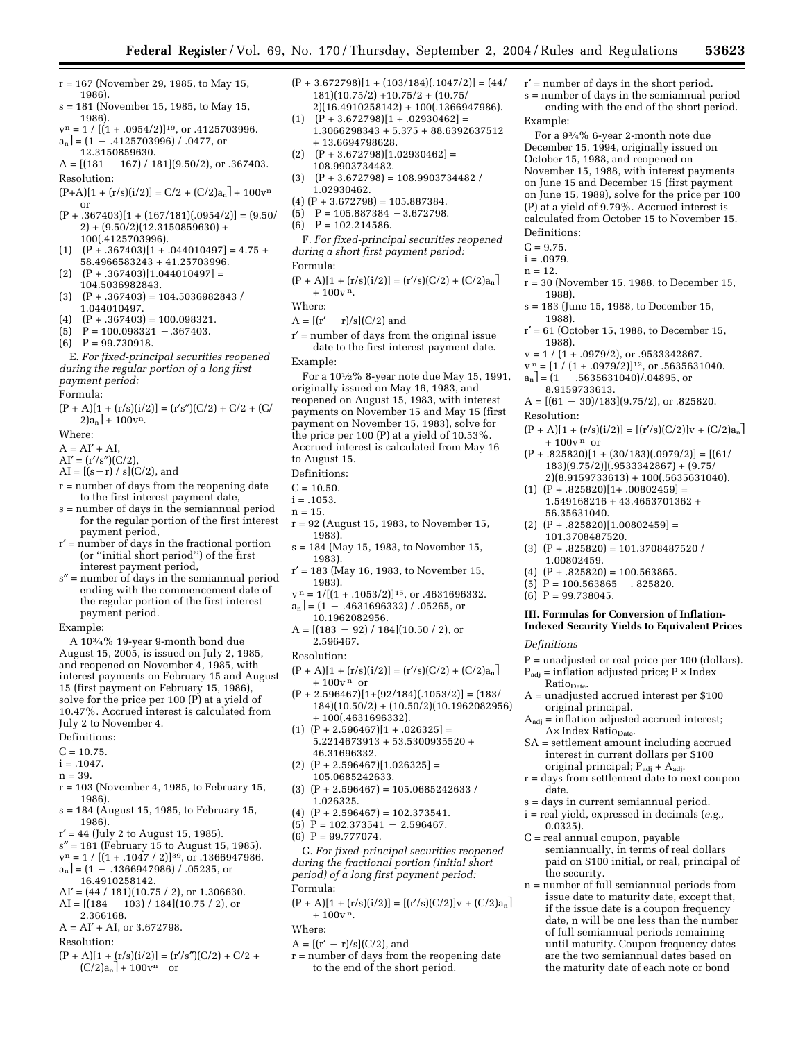r = 167 (November 29, 1985, to May 15, 1986).

s = 181 (November 15, 1985, to May 15, 1986).

$v^n = 1 / [(1 + .0954/2)]^{19}$, or .4125703996.

$a_{\overline{n}|} = (1 - .4125703996) / .0477$, or 12.3150859630.

A = [(181 − 167) / 181](9.50/2), or .367403.

Resolution:

$(P+A)[1 + (r/s)(i/2)] = C/2 + (C/2)a_{\overline{n}|} + 100v^n$ or

(P + .367403)[1 + (167/181)(.0954/2)] = (9.50/2) + (9.50/2)(12.3150859630) + 100(.4125703996).

(1) (P + .367403)[1 + .044010497] = 4.75 + 58.4966583243 + 41.25703996.

(2) (P + .367403)[1.044010497] = 104.5036982843.

(3) (P + .367403) = 104.5036982843 / 1.044010497.

(4) (P + .367403) = 100.098321.

(5) P = 100.098321 − .367403.

(6) P = 99.730918.

E. *For fixed-principal securities reopened during the regular portion of a long first payment period:*

Formula:

$(P + A)[1 + (r/s)(i/2)] = (r'/s'')(C/2) + C/2 + (C/2)a_{\overline{n}|} + 100v^n$.

Where:

A = AI′ + AI,

AI′ = (r′/s″)(C/2),

AI = [(s − r) / s](C/2), and

r = number of days from the reopening date to the first interest payment date,

s = number of days in the semiannual period for the regular portion of the first interest payment period,

r′ = number of days in the fractional portion (or "initial short period") of the first interest payment period,

s″ = number of days in the semiannual period ending with the commencement date of the regular portion of the first interest payment period.

Example:

A 10¾% 19-year 9-month bond due August 15, 2005, is issued on July 2, 1985, and reopened on November 4, 1985, with interest payments on February 15 and August 15 (first payment on February 15, 1986), solve for the price per 100 (P) at a yield of 10.47%. Accrued interest is calculated from July 2 to November 4.

Definitions:

C = 10.75.

i = .1047.

n = 39.

r = 103 (November 4, 1985, to February 15, 1986).

s = 184 (August 15, 1985, to February 15, 1986).

r′ = 44 (July 2 to August 15, 1985).

s″ = 181 (February 15 to August 15, 1985).

$v^n = 1 / [(1 + .1047 / 2)]^{39}$, or .1366947986.

$a_{\overline{n}|} = (1 - .1366947986) / .05235$, or 16.4910258142.

AI′ = (44 / 181)(10.75 / 2), or 1.306630.

AI = [(184 − 103) / 184](10.75 / 2), or 2.366168.

A = AI′ + AI, or 3.672798.

Resolution:

$(P + A)[1 + (r/s)(i/2)] = (r'/s'')(C/2) + C/2 + (C/2)a_{\overline{n}|} + 100v^n$ or

(P + 3.672798)[1 + (103/184)(.1047/2)] = (44/181)(10.75/2) + 10.75/2 + (10.75/2)(16.4910258142) + 100(.1366947986).

(1) (P + 3.672798)[1 + .02930462] = 1.3066298343 + 5.375 + 88.6392637512 + 13.6694798628.

(2) (P + 3.672798)[1.02930462] = 108.9903734482.

(3) (P + 3.672798) = 108.9903734482 / 1.02930462.

(4) (P + 3.672798) = 105.887384.

(5) P = 105.887384 − 3.672798.

(6) P = 102.214586.

F. *For fixed-principal securities reopened during a short first payment period:*

Formula:

$(P + A)[1 + (r/s)(i/2)] = (r'/s)(C/2) + (C/2)a_{\overline{n}|} + 100v^n$.

Where:

A = [(r′ − r)/s](C/2) and

r′ = number of days from the original issue date to the first interest payment date.

Example:

For a 10½% 8-year note due May 15, 1991, originally issued on May 16, 1983, and reopened on August 15, 1983, with interest payments on November 15 and May 15 (first payment on November 15, 1983), solve for the price per 100 (P) at a yield of 10.53%. Accrued interest is calculated from May 16 to August 15.

Definitions:

C = 10.50.

i = .1053.

n = 15.

r = 92 (August 15, 1983, to November 15, 1983).

s = 184 (May 15, 1983, to November 15, 1983).

r′ = 183 (May 16, 1983, to November 15, 1983).

$v^n = 1/[(1 + .1053/2)]^{15}$, or .4631696332.

$a_{\overline{n}|} = (1 - .4631696332) / .05265$, or 10.1962082956.

A = [(183 − 92) / 184](10.50 / 2), or 2.596467.

Resolution:

$(P + A)[1 + (r/s)(i/2)] = (r'/s)(C/2) + (C/2)a_{\overline{n}|} + 100v^n$ or

(P + 2.596467)[1+(92/184)(.1053/2)] = (183/184)(10.50/2) + (10.50/2)(10.1962082956) + 100(.4631696332).

(1) (P + 2.596467)[1 + .026325] = 5.2214673913 + 53.5300935520 + 46.31696332.

(2) (P + 2.596467)[1.026325] = 105.0685242633.

(3) (P + 2.596467) = 105.0685242633 / 1.026325.

(4) (P + 2.596467) = 102.373541.

(5) P = 102.373541 − 2.596467.

(6) P = 99.777074.

G. *For fixed-principal securities reopened during the fractional portion (initial short period) of a long first payment period:*

Formula:

$(P + A)[1 + (r/s)(i/2)] = [(r'/s)(C/2)]v + (C/2)a_{\overline{n}|} + 100v^n$.

Where:

A = [(r′ − r)/s](C/2), and

r = number of days from the reopening date to the end of the short period.

r′ = number of days in the short period.

s = number of days in the semiannual period ending with the end of the short period.

Example:

For a 9¾% 6-year 2-month note due December 15, 1994, originally issued on October 15, 1988, and reopened on November 15, 1988, with interest payments on June 15 and December 15 (first payment on June 15, 1989), solve for the price per 100 (P) at a yield of 9.79%. Accrued interest is calculated from October 15 to November 15.

Definitions:

C = 9.75.

i = .0979.

n = 12.

r = 30 (November 15, 1988, to December 15, 1988).

s = 183 (June 15, 1988, to December 15, 1988).

r′ = 61 (October 15, 1988, to December 15, 1988).

v = 1 / (1 + .0979/2), or .9533342867.

$v^n = [1 / (1 + .0979/2)]^{12}$, or .5635631040.

$a_{\overline{n}|} = (1 - .5635631040)/.04895$, or 8.9159733613.

A = [(61 − 30)/183](9.75/2), or .825820.

Resolution:

$(P + A)[1 + (r/s)(i/2)] = [(r'/s)(C/2)]v + (C/2)a_{\overline{n}|} + 100v^n$ or

(P + .825820)[1 + (30/183)(.0979/2)] = [(61/183)(9.75/2)](.9533342867) + (9.75/2)(8.9159733613) + 100(.5635631040).

(1) (P + .825820)[1+ .00802459] = 1.549168216 + 43.4653701362 + 56.35631040.

(2) (P + .825820)[1.00802459] = 101.3708487520.

(3) (P + .825820) = 101.3708487520 / 1.00802459.

(4) (P + .825820) = 100.563865.

(5) P = 100.563865 −. 825820.

(6) P = 99.738045.

## III. Formulas for Conversion of Inflation-Indexed Security Yields to Equivalent Prices

*Definitions*

P = unadjusted or real price per 100 (dollars).

$P_{adj}$ = inflation adjusted price; P × Index $Ratio_{Date}$.

A = unadjusted accrued interest per $100 original principal.

$A_{adj}$ = inflation adjusted accrued interest; A× Index $Ratio_{Date}$.

SA = settlement amount including accrued interest in current dollars per $100 original principal; $P_{adj}$ + $A_{adj}$.

r = days from settlement date to next coupon date.

s = days in current semiannual period.

i = real yield, expressed in decimals (*e.g.,* 0.0325).

C = real annual coupon, payable semiannually, in terms of real dollars paid on $100 initial, or real, principal of the security.

n = number of full semiannual periods from issue date to maturity date, except that, if the issue date is a coupon frequency date, n will be one less than the number of full semiannual periods remaining until maturity. Coupon frequency dates are the two semiannual dates based on the maturity date of each note or bond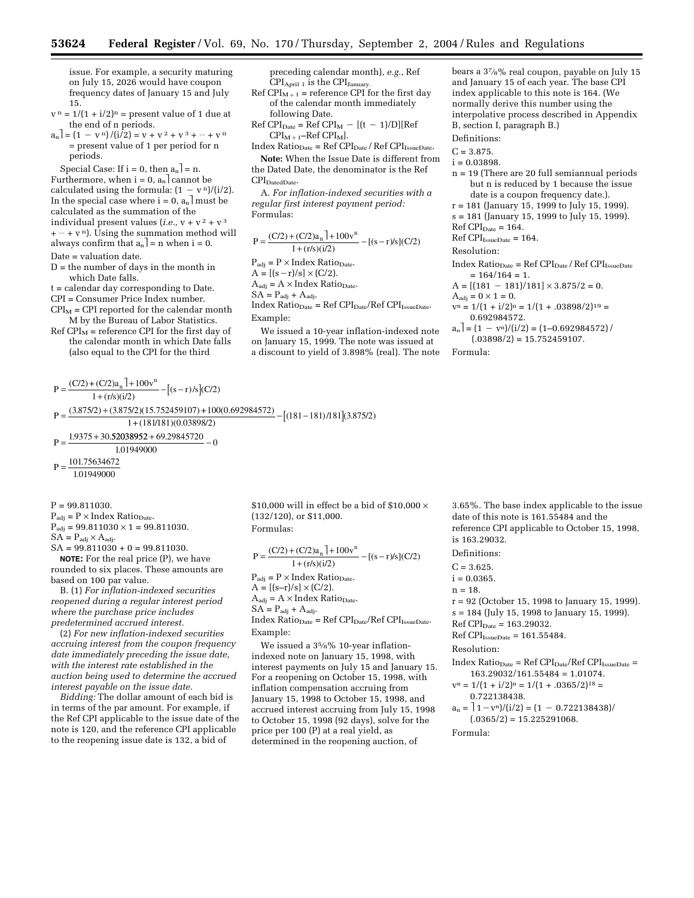issue. For example, a security maturing on July 15, 2026 would have coupon frequency dates of January 15 and July 15.

$v^n = 1/(1 + i/2)^n$ = present value of 1 due at the end of n periods.

$a_{\overline{n}|} = (1 - v^n)/(i/2) = v + v^2 + v^3 + \cdots + v^n$ = present value of 1 per period for n periods.

Special Case: If i = 0, then $a_{\overline{n}|} = n$. Furthermore, when i = 0, $a_{\overline{n}|}$ cannot be calculated using the formula: $(1 - v^n)/(i/2)$. In the special case where i = 0, $a_{\overline{n}|}$ must be calculated as the summation of the individual present values (*i.e.*, $v + v^2 + v^3 + \cdots + v^n$). Using the summation method will always confirm that $a_{\overline{n}|} = n$ when i = 0.

Date = valuation date.

D = the number of days in the month in which Date falls.

t = calendar day corresponding to Date.

CPI = Consumer Price Index number.

$CPI_M$ = CPI reported for the calendar month M by the Bureau of Labor Statistics.

Ref $CPI_M$ = reference CPI for the first day of the calendar month in which Date falls (also equal to the CPI for the third preceding calendar month), *e.g.*, Ref $CPI_{April\ 1}$ is the $CPI_{January}$.

Ref $CPI_{M+1}$ = reference CPI for the first day of the calendar month immediately following Date.

Ref $CPI_{Date}$ = Ref $CPI_M$ − [(t − 1)/D][Ref $CPI_{M+1}$–Ref $CPI_M$].

Index $Ratio_{Date}$ = Ref $CPI_{Date}$ / Ref $CPI_{IssueDate}$.

**Note:** When the Issue Date is different from the Dated Date, the denominator is the Ref $CPI_{DatedDate}$.

A. *For inflation-indexed securities with a regular first interest payment period:*

Formulas:

$$P = \frac{(C/2) + (C/2)a_{\overline{n}|} + 100v^n}{1 + (r/s)(i/2)} - [(s - r)/s](C/2)$$

$P_{adj} = P \times \text{Index Ratio}_{Date}$.

$A = [(s - r)/s] \times (C/2)$.

$A_{adj} = A \times \text{Index Ratio}_{Date}$.

$SA = P_{adj} + A_{adj}$.

Index $Ratio_{Date}$ = Ref $CPI_{Date}$/Ref $CPI_{IssueDate}$.

Example:

We issued a 10-year inflation-indexed note on January 15, 1999. The note was issued at a discount to yield of 3.898% (real). The note bears a 3⅞% real coupon, payable on July 15 and January 15 of each year. The base CPI index applicable to this note is 164. (We normally derive this number using the interpolative process described in Appendix B, section I, paragraph B.)

Definitions:

C = 3.875.

i = 0.03898.

n = 19 (There are 20 full semiannual periods but n is reduced by 1 because the issue date is a coupon frequency date.).

r = 181 (January 15, 1999 to July 15, 1999).

s = 181 (January 15, 1999 to July 15, 1999).

Ref $CPI_{Date}$ = 164.

Ref $CPI_{IssueDate}$ = 164.

Resolution:

Index $Ratio_{Date}$ = Ref $CPI_{Date}$ / Ref $CPI_{IssueDate}$ = 164/164 = 1.

A = [(181 − 181)/181] × 3.875/2 = 0.

$A_{adj} = 0 \times 1 = 0$.

$v^n = 1/(1 + i/2)^n = 1/(1 + .03898/2)^{19} = 0.692984572$.

$a_{\overline{n}|} = (1 - v^n)/(i/2) = (1–0.692984572)/(.03898/2) = 15.752459107$.

Formula:

$$P = \frac{(C/2) + (C/2)a_{\overline{n}|} + 100v^n}{1 + (r/s)(i/2)} - [(s - r)/s](C/2)$$

$$P = \frac{(3.875/2) + (3.875/2)(15.752459107) + 100(0.692984572)}{1 + (181/181)(0.03898/2)} - [(181 - 181)/181](3.875/2)$$

$$P = \frac{1.9375 + 30.52038952 + 69.29845720}{1.01949000} - 0$$

$$P = \frac{101.75634672}{1.01949000}$$

P = 99.811030.

$P_{adj} = P \times \text{Index Ratio}_{Date}$.

$P_{adj} = 99.811030 \times 1 = 99.811030$.

$SA = P_{adj} \times A_{adj}$.

SA = 99.811030 + 0 = 99.811030.

**NOTE:** For the real price (P), we have rounded to six places. These amounts are based on 100 par value.

B. (1) *For inflation-indexed securities reopened during a regular interest period where the purchase price includes predetermined accrued interest.*

(2) *For new inflation-indexed securities accruing interest from the coupon frequency date immediately preceding the issue date, with the interest rate established in the auction being used to determine the accrued interest payable on the issue date.*

*Bidding:* The dollar amount of each bid is in terms of the par amount. For example, if the Ref CPI applicable to the issue date of the note is 120, and the reference CPI applicable to the reopening issue date is 132, a bid of $10,000 will in effect be a bid of $10,000 × (132/120), or $11,000.

Formulas:

$$P = \frac{(C/2) + (C/2)a_{\overline{n}|} + 100v^n}{1 + (r/s)(i/2)} - [(s - r)/s](C/2)$$

$P_{adj} = P \times \text{Index Ratio}_{Date}$.

$A = [(s–r)/s] \times (C/2)$.

$A_{adj} = A \times \text{Index Ratio}_{Date}$.

$SA = P_{adj} + A_{adj}$.

Index $Ratio_{Date}$ = Ref $CPI_{Date}$/Ref $CPI_{IssueDate}$.

Example:

We issued a 3⅝% 10-year inflation-indexed note on January 15, 1998, with interest payments on July 15 and January 15. For a reopening on October 15, 1998, with inflation compensation accruing from January 15, 1998 to October 15, 1998, and accrued interest accruing from July 15, 1998 to October 15, 1998 (92 days), solve for the price per 100 (P) at a real yield, as determined in the reopening auction, of 3.65%. The base index applicable to the issue date of this note is 161.55484 and the reference CPI applicable to October 15, 1998, is 163.29032.

Definitions:

C = 3.625.

i = 0.0365.

n = 18.

r = 92 (October 15, 1998 to January 15, 1999).

s = 184 (July 15, 1998 to January 15, 1999).

Ref $CPI_{Date}$ = 163.29032.

Ref $CPI_{IssueDate}$ = 161.55484.

Resolution:

Index $Ratio_{Date}$ = Ref $CPI_{Date}$/Ref $CPI_{IssueDate}$ = 163.29032/161.55484 = 1.01074.

$v^n = 1/(1 + i/2)^n = 1/(1 + .0365/2)^{18} = 0.722138438$.

$a_{\overline{n}|} = (1 - v^n)/(i/2) = (1 - 0.722138438)/(.0365/2) = 15.225291068$.

Formula: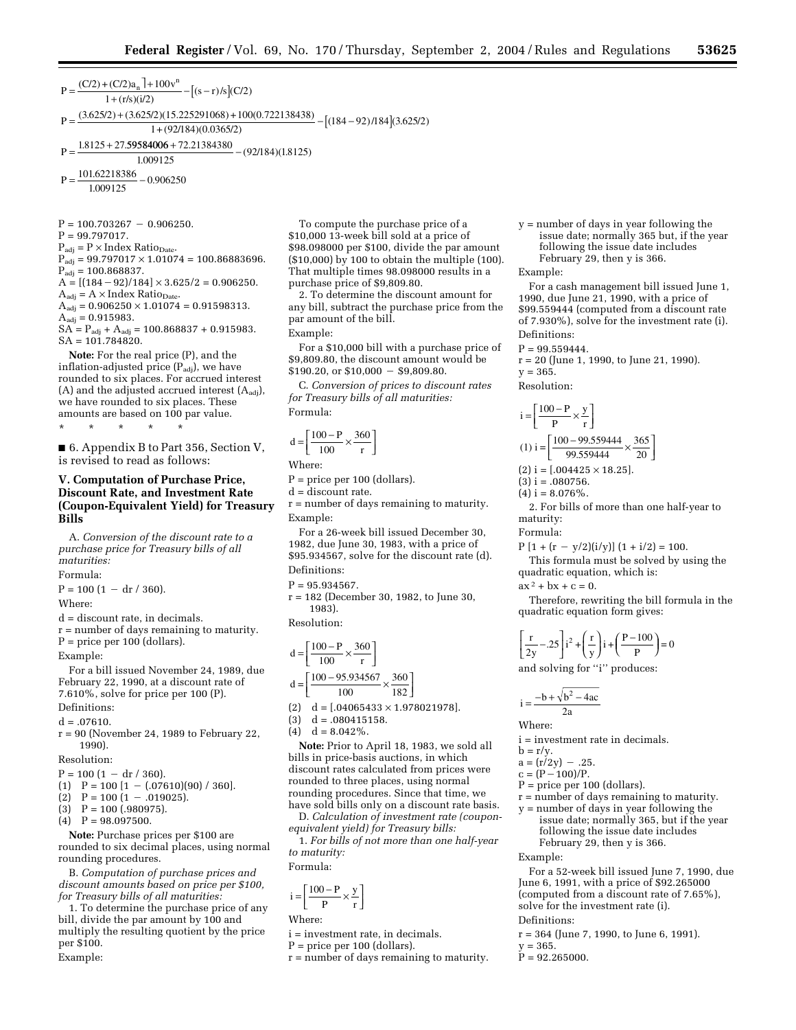$$P = \frac{(C/2) + (C/2)a_{\overline{n}|} + 100v^n}{1 + (r/s)(i/2)} - \left[(s - r)/s\right](C/2)$$

$$P = \frac{(3.625/2) + (3.625/2)(15.225291068) + 100(0.722138438)}{1 + (92/184)(0.0365/2)} - \left[(184 - 92)/184\right](3.625/2)$$

$$P = \frac{1.8125 + 27.59584006 + 72.21384380}{1.009125} - (92/184)(1.8125)$$

$$P = \frac{101.62218386}{1.009125} - 0.906250$$

P = 100.703267 − 0.906250.
P = 99.797017.
$P_{adj} = P \times \text{Index Ratio}_{Date}$.
$P_{adj} = 99.797017 \times 1.01074 = 100.86883696$.
$P_{adj} = 100.868837$.
A = [(184 − 92)/184] × 3.625/2 = 0.906250.
$A_{adj} = A \times \text{Index Ratio}_{Date}$.
$A_{adj} = 0.906250 \times 1.01074 = 0.91598313$.
$A_{adj} = 0.915983$.
$SA = P_{adj} + A_{adj} = 100.868837 + 0.915983$.
SA = 101.784820.

**Note:** For the real price (P), and the inflation-adjusted price ($P_{adj}$), we have rounded to six places. For accrued interest (A) and the adjusted accrued interest ($A_{adj}$), we have rounded to six places. These amounts are based on 100 par value.

\* \* \* \* \*

■ 6. Appendix B to Part 356, Section V, is revised to read as follows:

## V. Computation of Purchase Price, Discount Rate, and Investment Rate (Coupon-Equivalent Yield) for Treasury Bills

A. *Conversion of the discount rate to a purchase price for Treasury bills of all maturities:*

Formula:

P = 100 (1 − dr / 360).

Where:

d = discount rate, in decimals.
r = number of days remaining to maturity.
P = price per 100 (dollars).

Example:

For a bill issued November 24, 1989, due February 22, 1990, at a discount rate of 7.610%, solve for price per 100 (P).

Definitions:

d = .07610.
r = 90 (November 24, 1989 to February 22, 1990).

Resolution:

P = 100 (1 − dr / 360).
(1) P = 100 [1 − (.07610)(90) / 360].
(2) P = 100 (1 − .019025).
(3) P = 100 (.980975).
(4) P = 98.097500.

**Note:** Purchase prices per $100 are rounded to six decimal places, using normal rounding procedures.

B. *Computation of purchase prices and discount amounts based on price per $100, for Treasury bills of all maturities:*

1. To determine the purchase price of any bill, divide the par amount by 100 and multiply the resulting quotient by the price per $100.

Example:

To compute the purchase price of a $10,000 13-week bill sold at a price of $98.098000 per $100, divide the par amount ($10,000) by 100 to obtain the multiple (100). That multiple times 98.098000 results in a purchase price of $9,809.80.

2. To determine the discount amount for any bill, subtract the purchase price from the par amount of the bill.

Example:

For a $10,000 bill with a purchase price of $9,809.80, the discount amount would be $190.20, or $10,000 − $9,809.80.

C. *Conversion of prices to discount rates for Treasury bills of all maturities:*

Formula:

$$d = \left[\frac{100 - P}{100} \times \frac{360}{r}\right]$$

Where:

P = price per 100 (dollars).
d = discount rate.
r = number of days remaining to maturity.

Example:

For a 26-week bill issued December 30, 1982, due June 30, 1983, with a price of $95.934567, solve for the discount rate (d).

Definitions:

P = 95.934567.
r = 182 (December 30, 1982, to June 30, 1983).

Resolution:

$$d = \left[\frac{100 - P}{100} \times \frac{360}{r}\right]$$

$$d = \left[\frac{100 - 95.934567}{100} \times \frac{360}{182}\right]$$

(2) d = [.04065433 × 1.978021978].
(3) d = .080415158.
(4) d = 8.042%.

**Note:** Prior to April 18, 1983, we sold all bills in price-basis auctions, in which discount rates calculated from prices were rounded to three places, using normal rounding procedures. Since that time, we have sold bills only on a discount rate basis.

D. *Calculation of investment rate (coupon-equivalent yield) for Treasury bills:*

1. *For bills of not more than one half-year to maturity:*

Formula:

$$i = \left[\frac{100 - P}{P} \times \frac{y}{r}\right]$$

Where:

i = investment rate, in decimals.
P = price per 100 (dollars).
r = number of days remaining to maturity.
y = number of days in year following the issue date; normally 365 but, if the year following the issue date includes February 29, then y is 366.

Example:

For a cash management bill issued June 1, 1990, due June 21, 1990, with a price of $99.559444 (computed from a discount rate of 7.930%), solve for the investment rate (i).

Definitions:

P = 99.559444.
r = 20 (June 1, 1990, to June 21, 1990).
y = 365.

Resolution:

$$i = \left[\frac{100 - P}{P} \times \frac{y}{r}\right]$$

$$(1)\ i = \left[\frac{100 - 99.559444}{99.559444} \times \frac{365}{20}\right]$$

(2) i = [.004425 × 18.25].
(3) i = .080756.
(4) i = 8.076%.

2. For bills of more than one half-year to maturity:

Formula:

P [1 + (r − y/2)(i/y)] (1 + i/2) = 100.

This formula must be solved by using the quadratic equation, which is:

$ax^2 + bx + c = 0$.

Therefore, rewriting the bill formula in the quadratic equation form gives:

$$\left[\frac{r}{2y} - .25\right]i^2 + \left(\frac{r}{y}\right)i + \left(\frac{P - 100}{P}\right) = 0$$

and solving for "i" produces:

$$i = \frac{-b + \sqrt{b^2 - 4ac}}{2a}$$

Where:

i = investment rate in decimals.
b = r/y.
a = (r/2y) − .25.
c = (P − 100)/P.
P = price per 100 (dollars).
r = number of days remaining to maturity.
y = number of days in year following the issue date; normally 365, but if the year following the issue date includes February 29, then y is 366.

Example:

For a 52-week bill issued June 7, 1990, due June 6, 1991, with a price of $92.265000 (computed from a discount rate of 7.65%), solve for the investment rate (i).

Definitions:

r = 364 (June 7, 1990, to June 6, 1991).
y = 365.
P = 92.265000.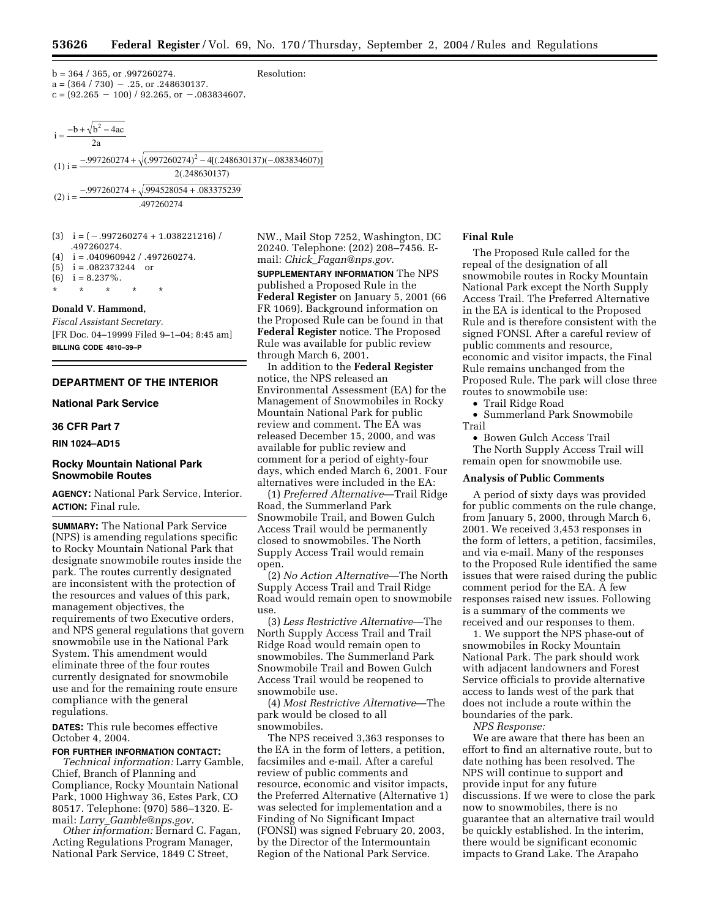b = 364 / 365, or .997260274.

a = (364 / 730) − .25, or .248630137.

c = (92.265 − 100) / 92.265, or −.083834607.

Resolution:

$$i = \frac{-b + \sqrt{b^2 - 4ac}}{2a}$$

$$(1)\ i = \frac{-.997260274 + \sqrt{(.997260274)^2 - 4[(.248630137)(-.083834607)]}}{2(.248630137)}$$

$$(2)\ i = \frac{-.997260274 + \sqrt{.994528054 + .083375239}}{.497260274}$$

(3) i = (−.997260274 + 1.038221216) / .497260274.

(4) i = .040960942 / .497260274.

(5) i = .082373244 or

(6) i = 8.237%.

\* \* \* \* \*

**Donald V. Hammond,**

*Fiscal Assistant Secretary.*

[FR Doc. 04–19999 Filed 9–1–04; 8:45 am]

**BILLING CODE 4810–39–P**

---

## DEPARTMENT OF THE INTERIOR

### National Park Service

### 36 CFR Part 7

**RIN 1024–AD15**

### Rocky Mountain National Park Snowmobile Routes

**AGENCY:** National Park Service, Interior.

**ACTION:** Final rule.

---

**SUMMARY:** The National Park Service (NPS) is amending regulations specific to Rocky Mountain National Park that designate snowmobile routes inside the park. The routes currently designated are inconsistent with the protection of the resources and values of this park, management objectives, the requirements of two Executive orders, and NPS general regulations that govern snowmobile use in the National Park System. This amendment would eliminate three of the four routes currently designated for snowmobile use and for the remaining route ensure compliance with the general regulations.

**DATES:** This rule becomes effective October 4, 2004.

**FOR FURTHER INFORMATION CONTACT:**

*Technical information:* Larry Gamble, Chief, Branch of Planning and Compliance, Rocky Mountain National Park, 1000 Highway 36, Estes Park, CO 80517. Telephone: (970) 586–1320. E-mail: *Larry_Gamble@nps.gov.*

*Other information:* Bernard C. Fagan, Acting Regulations Program Manager, National Park Service, 1849 C Street, NW., Mail Stop 7252, Washington, DC 20240. Telephone: (202) 208–7456. E-mail: *Chick_Fagan@nps.gov.*

**SUPPLEMENTARY INFORMATION** The NPS published a Proposed Rule in the **Federal Register** on January 5, 2001 (66 FR 1069). Background information on the Proposed Rule can be found in that **Federal Register** notice. The Proposed Rule was available for public review through March 6, 2001.

In addition to the **Federal Register** notice, the NPS released an Environmental Assessment (EA) for the Management of Snowmobiles in Rocky Mountain National Park for public review and comment. The EA was released December 15, 2000, and was available for public review and comment for a period of eighty-four days, which ended March 6, 2001. Four alternatives were included in the EA:

(1) *Preferred Alternative*—Trail Ridge Road, the Summerland Park Snowmobile Trail, and Bowen Gulch Access Trail would be permanently closed to snowmobiles. The North Supply Access Trail would remain open.

(2) *No Action Alternative*—The North Supply Access Trail and Trail Ridge Road would remain open to snowmobile use.

(3) *Less Restrictive Alternative*—The North Supply Access Trail and Trail Ridge Road would remain open to snowmobiles. The Summerland Park Snowmobile Trail and Bowen Gulch Access Trail would be reopened to snowmobile use.

(4) *Most Restrictive Alternative*—The park would be closed to all snowmobiles.

The NPS received 3,363 responses to the EA in the form of letters, a petition, facsimiles and e-mail. After a careful review of public comments and resource, economic and visitor impacts, the Preferred Alternative (Alternative 1) was selected for implementation and a Finding of No Significant Impact (FONSI) was signed February 20, 2003, by the Director of the Intermountain Region of the National Park Service.

#### Final Rule

The Proposed Rule called for the repeal of the designation of all snowmobile routes in Rocky Mountain National Park except the North Supply Access Trail. The Preferred Alternative in the EA is identical to the Proposed Rule and is therefore consistent with the signed FONSI. After a careful review of public comments and resource, economic and visitor impacts, the Final Rule remains unchanged from the Proposed Rule. The park will close three routes to snowmobile use:

- Trail Ridge Road
- Summerland Park Snowmobile Trail
- Bowen Gulch Access Trail

The North Supply Access Trail will remain open for snowmobile use.

#### Analysis of Public Comments

A period of sixty days was provided for public comments on the rule change, from January 5, 2000, through March 6, 2001. We received 3,453 responses in the form of letters, a petition, facsimiles, and via e-mail. Many of the responses to the Proposed Rule identified the same issues that were raised during the public comment period for the EA. A few responses raised new issues. Following is a summary of the comments we received and our responses to them.

1. We support the NPS phase-out of snowmobiles in Rocky Mountain National Park. The park should work with adjacent landowners and Forest Service officials to provide alternative access to lands west of the park that does not include a route within the boundaries of the park.

*NPS Response:*

We are aware that there has been an effort to find an alternative route, but to date nothing has been resolved. The NPS will continue to support and provide input for any future discussions. If we were to close the park now to snowmobiles, there is no guarantee that an alternative trail would be quickly established. In the interim, there would be significant economic impacts to Grand Lake. The Arapaho